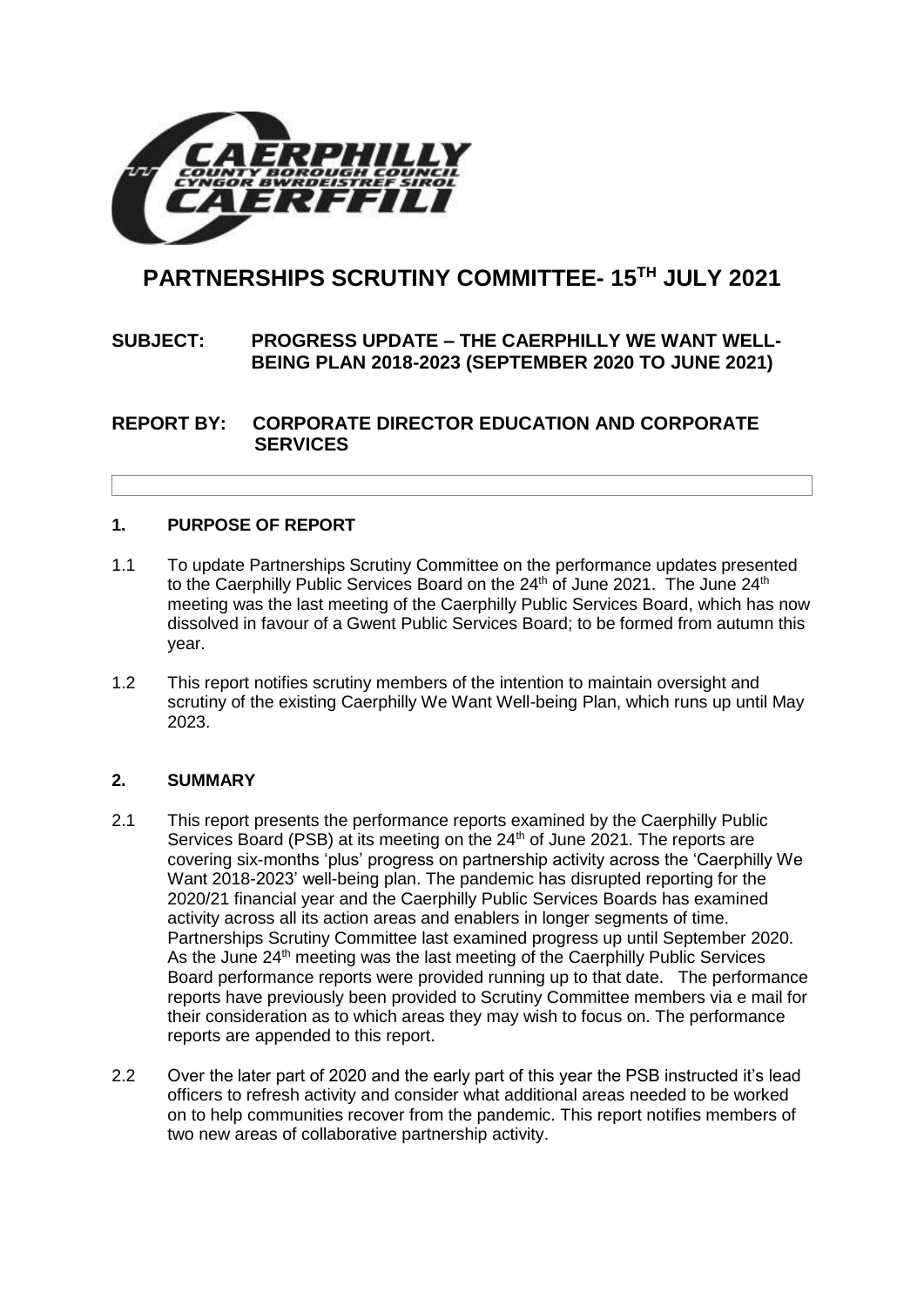# PARTNERSHIPS SCRUTINY COMMITTEE- 15TH JULY 2021

**SUBJECT: PROGRESS UPDATE – THE CAERPHILLY WE WANT WELL-BEING PLAN 2018-2023 (SEPTEMBER 2020 TO JUNE 2021)**

**REPORT BY: CORPORATE DIRECTOR EDUCATION AND CORPORATE SERVICES**

## 1. PURPOSE OF REPORT

1.1 To update Partnerships Scrutiny Committee on the performance updates presented to the Caerphilly Public Services Board on the 24th of June 2021. The June 24th meeting was the last meeting of the Caerphilly Public Services Board, which has now dissolved in favour of a Gwent Public Services Board; to be formed from autumn this year.

1.2 This report notifies scrutiny members of the intention to maintain oversight and scrutiny of the existing Caerphilly We Want Well-being Plan, which runs up until May 2023.

## 2. SUMMARY

2.1 This report presents the performance reports examined by the Caerphilly Public Services Board (PSB) at its meeting on the 24th of June 2021. The reports are covering six-months 'plus' progress on partnership activity across the 'Caerphilly We Want 2018-2023' well-being plan. The pandemic has disrupted reporting for the 2020/21 financial year and the Caerphilly Public Services Boards has examined activity across all its action areas and enablers in longer segments of time. Partnerships Scrutiny Committee last examined progress up until September 2020. As the June 24th meeting was the last meeting of the Caerphilly Public Services Board performance reports were provided running up to that date. The performance reports have previously been provided to Scrutiny Committee members via e mail for their consideration as to which areas they may wish to focus on. The performance reports are appended to this report.

2.2 Over the later part of 2020 and the early part of this year the PSB instructed it's lead officers to refresh activity and consider what additional areas needed to be worked on to help communities recover from the pandemic. This report notifies members of two new areas of collaborative partnership activity.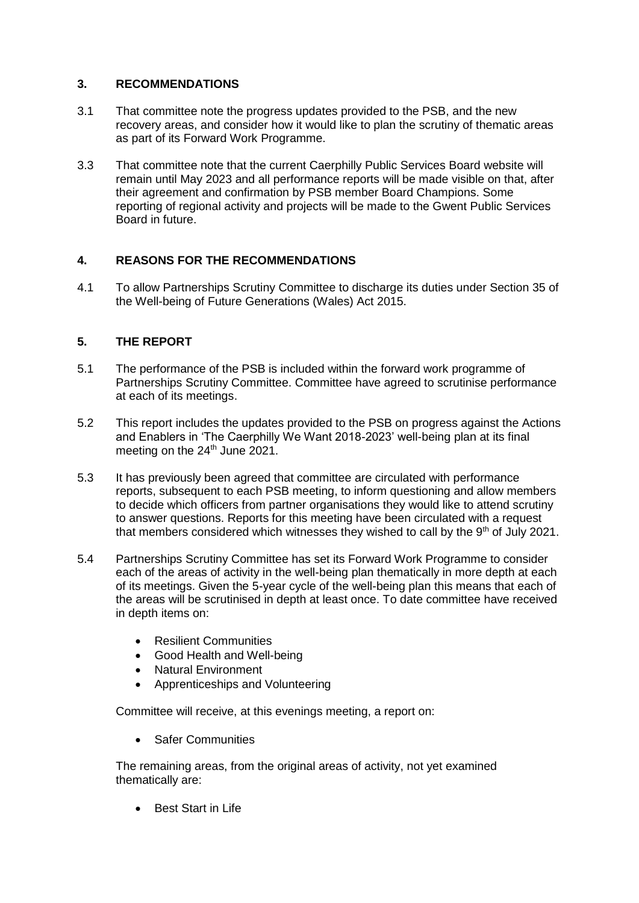## 3. RECOMMENDATIONS

3.1 That committee note the progress updates provided to the PSB, and the new recovery areas, and consider how it would like to plan the scrutiny of thematic areas as part of its Forward Work Programme.

3.3 That committee note that the current Caerphilly Public Services Board website will remain until May 2023 and all performance reports will be made visible on that, after their agreement and confirmation by PSB member Board Champions. Some reporting of regional activity and projects will be made to the Gwent Public Services Board in future.

## 4. REASONS FOR THE RECOMMENDATIONS

4.1 To allow Partnerships Scrutiny Committee to discharge its duties under Section 35 of the Well-being of Future Generations (Wales) Act 2015.

## 5. THE REPORT

5.1 The performance of the PSB is included within the forward work programme of Partnerships Scrutiny Committee. Committee have agreed to scrutinise performance at each of its meetings.

5.2 This report includes the updates provided to the PSB on progress against the Actions and Enablers in 'The Caerphilly We Want 2018-2023' well-being plan at its final meeting on the 24th June 2021.

5.3 It has previously been agreed that committee are circulated with performance reports, subsequent to each PSB meeting, to inform questioning and allow members to decide which officers from partner organisations they would like to attend scrutiny to answer questions. Reports for this meeting have been circulated with a request that members considered which witnesses they wished to call by the 9th of July 2021.

5.4 Partnerships Scrutiny Committee has set its Forward Work Programme to consider each of the areas of activity in the well-being plan thematically in more depth at each of its meetings. Given the 5-year cycle of the well-being plan this means that each of the areas will be scrutinised in depth at least once. To date committee have received in depth items on:

- Resilient Communities
- Good Health and Well-being
- Natural Environment
- Apprenticeships and Volunteering

Committee will receive, at this evenings meeting, a report on:

- Safer Communities

The remaining areas, from the original areas of activity, not yet examined thematically are:

- Best Start in Life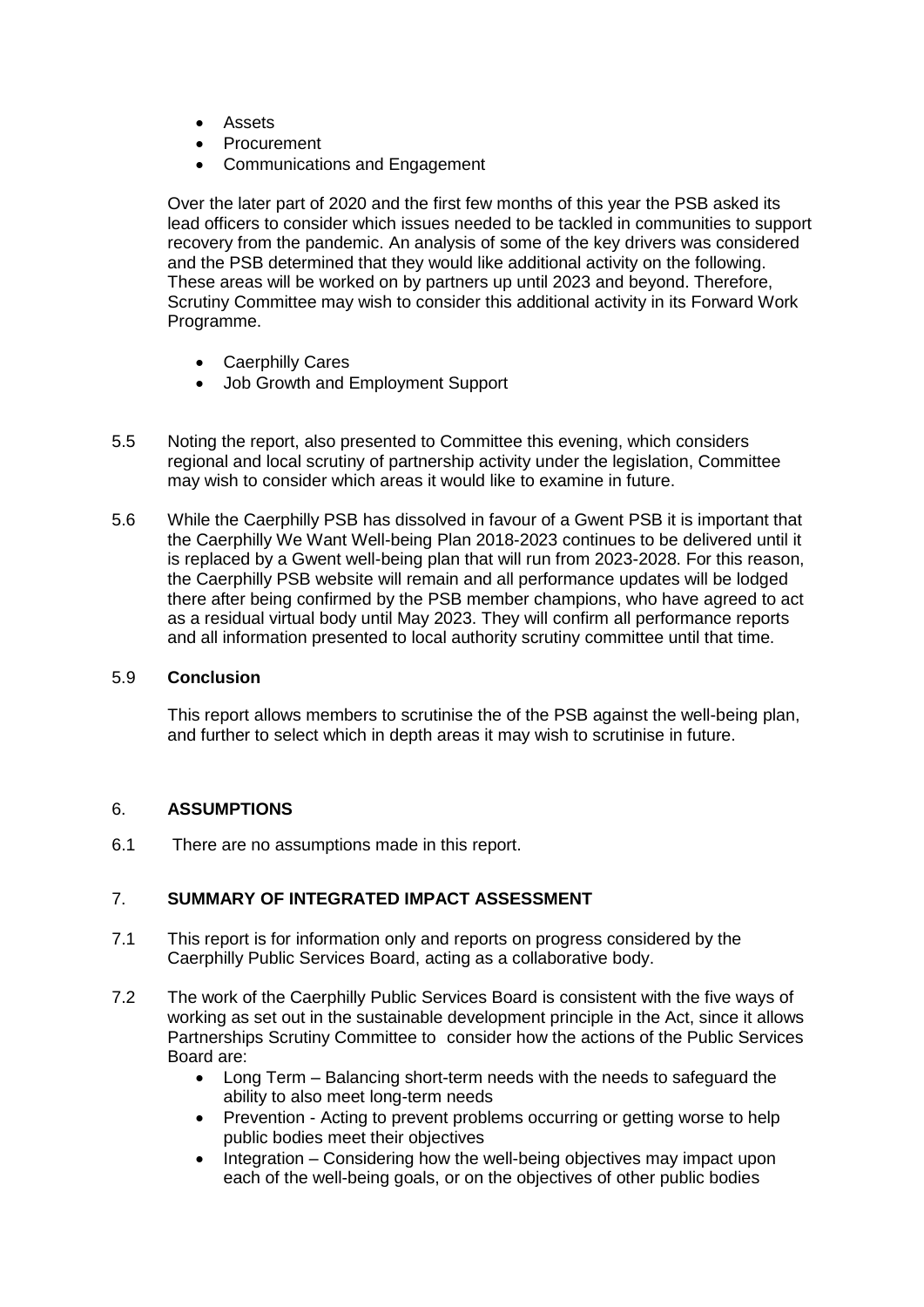- Assets
- Procurement
- Communications and Engagement

Over the later part of 2020 and the first few months of this year the PSB asked its lead officers to consider which issues needed to be tackled in communities to support recovery from the pandemic. An analysis of some of the key drivers was considered and the PSB determined that they would like additional activity on the following. These areas will be worked on by partners up until 2023 and beyond. Therefore, Scrutiny Committee may wish to consider this additional activity in its Forward Work Programme.

- Caerphilly Cares
- Job Growth and Employment Support

5.5 Noting the report, also presented to Committee this evening, which considers regional and local scrutiny of partnership activity under the legislation, Committee may wish to consider which areas it would like to examine in future.

5.6 While the Caerphilly PSB has dissolved in favour of a Gwent PSB it is important that the Caerphilly We Want Well-being Plan 2018-2023 continues to be delivered until it is replaced by a Gwent well-being plan that will run from 2023-2028. For this reason, the Caerphilly PSB website will remain and all performance updates will be lodged there after being confirmed by the PSB member champions, who have agreed to act as a residual virtual body until May 2023. They will confirm all performance reports and all information presented to local authority scrutiny committee until that time.

### 5.9 Conclusion

This report allows members to scrutinise the of the PSB against the well-being plan, and further to select which in depth areas it may wish to scrutinise in future.

## 6. ASSUMPTIONS

6.1 There are no assumptions made in this report.

## 7. SUMMARY OF INTEGRATED IMPACT ASSESSMENT

7.1 This report is for information only and reports on progress considered by the Caerphilly Public Services Board, acting as a collaborative body.

7.2 The work of the Caerphilly Public Services Board is consistent with the five ways of working as set out in the sustainable development principle in the Act, since it allows Partnerships Scrutiny Committee to consider how the actions of the Public Services Board are:

- Long Term – Balancing short-term needs with the needs to safeguard the ability to also meet long-term needs
- Prevention - Acting to prevent problems occurring or getting worse to help public bodies meet their objectives
- Integration – Considering how the well-being objectives may impact upon each of the well-being goals, or on the objectives of other public bodies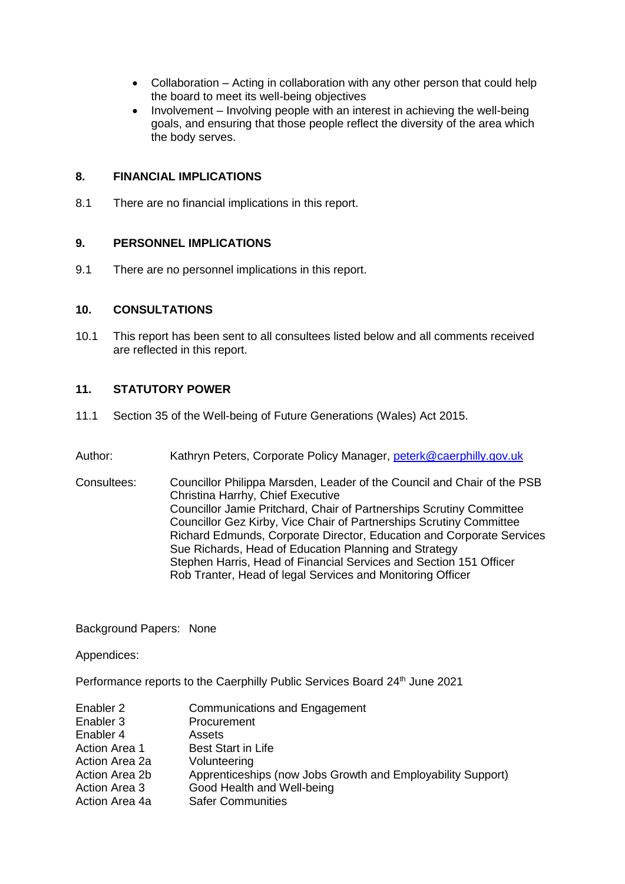- Collaboration – Acting in collaboration with any other person that could help the board to meet its well-being objectives
- Involvement – Involving people with an interest in achieving the well-being goals, and ensuring that those people reflect the diversity of the area which the body serves.

## 8. FINANCIAL IMPLICATIONS

8.1 There are no financial implications in this report.

## 9. PERSONNEL IMPLICATIONS

9.1 There are no personnel implications in this report.

## 10. CONSULTATIONS

10.1 This report has been sent to all consultees listed below and all comments received are reflected in this report.

## 11. STATUTORY POWER

11.1 Section 35 of the Well-being of Future Generations (Wales) Act 2015.

Author: Kathryn Peters, Corporate Policy Manager, peterk@caerphilly.gov.uk

Consultees:
Councillor Philippa Marsden, Leader of the Council and Chair of the PSB
Christina Harrhy, Chief Executive
Councillor Jamie Pritchard, Chair of Partnerships Scrutiny Committee
Councillor Gez Kirby, Vice Chair of Partnerships Scrutiny Committee
Richard Edmunds, Corporate Director, Education and Corporate Services
Sue Richards, Head of Education Planning and Strategy
Stephen Harris, Head of Financial Services and Section 151 Officer
Rob Tranter, Head of legal Services and Monitoring Officer

Background Papers: None

Appendices:

Performance reports to the Caerphilly Public Services Board 24th June 2021

| | |
|---|---|
| Enabler 2 | Communications and Engagement |
| Enabler 3 | Procurement |
| Enabler 4 | Assets |
| Action Area 1 | Best Start in Life |
| Action Area 2a | Volunteering |
| Action Area 2b | Apprenticeships (now Jobs Growth and Employability Support) |
| Action Area 3 | Good Health and Well-being |
| Action Area 4a | Safer Communities |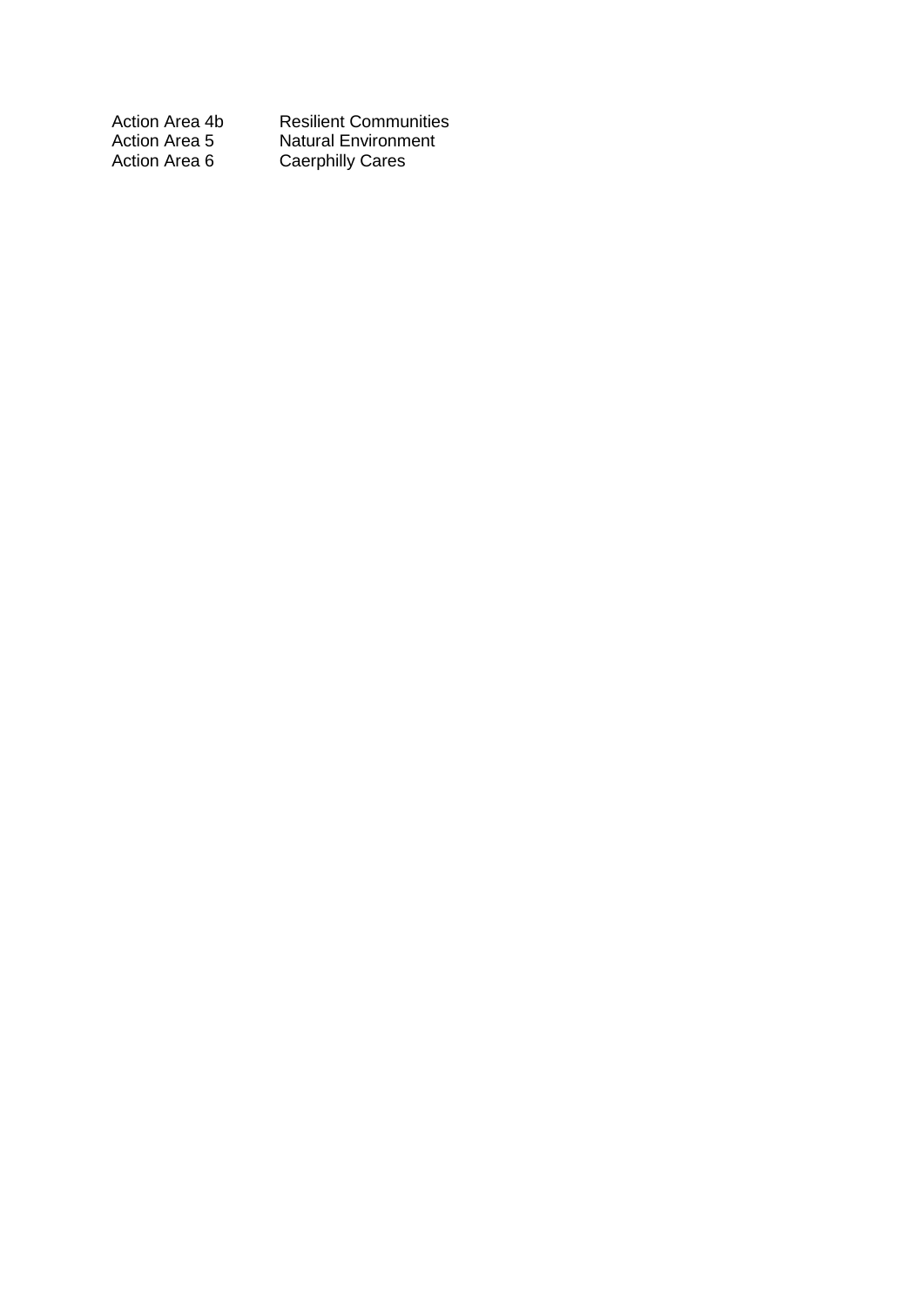| | |
|---|---|
| Action Area 4b | Resilient Communities |
| Action Area 5 | Natural Environment |
| Action Area 6 | Caerphilly Cares |